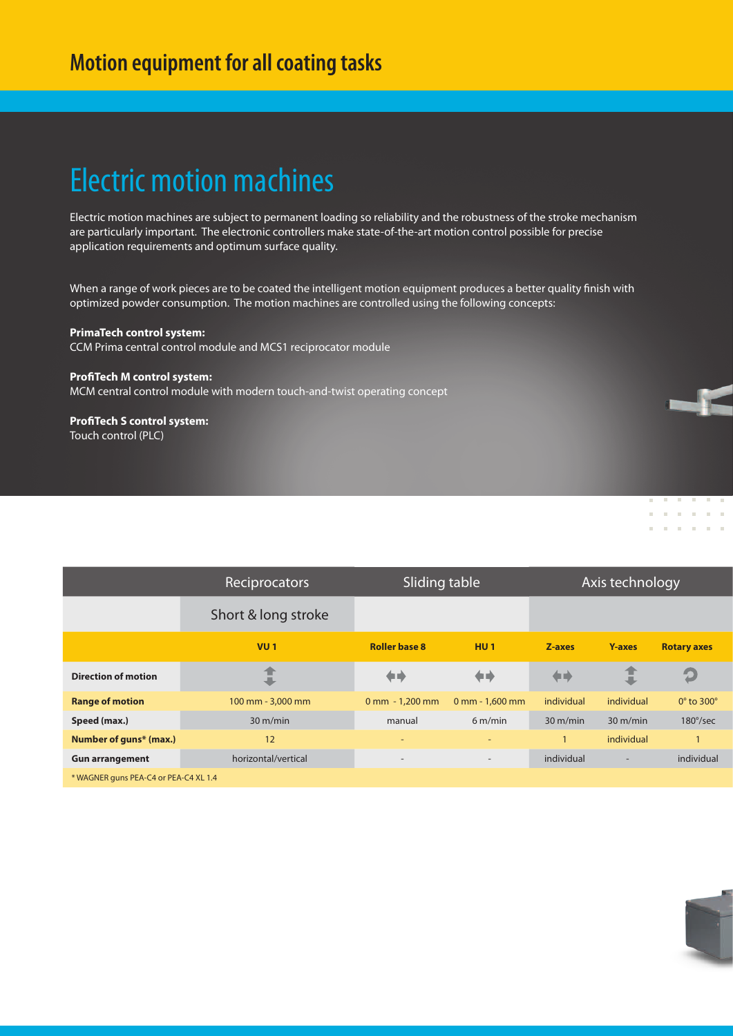# Motion equipment for all coating tasks

## Electric motion machines

Electric motion machines are subject to permanent loading so reliability and the robustness of the stroke mechanism are particularly important. The electronic controllers make state-of-the-art motion control possible for precise application requirements and optimum surface quality.

When a range of work pieces are to be coated the intelligent motion equipment produces a better quality finish with optimized powder consumption. The motion machines are controlled using the following concepts:

**PrimaTech control system:**
CCM Prima central control module and MCS1 reciprocator module

**ProfiTech M control system:**
MCM central control module with modern touch-and-twist operating concept

**ProfiTech S control system:**
Touch control (PLC)

| | Reciprocators | Sliding table | | Axis technology | | |
|---|---|---|---|---|---|---|
| | Short & long stroke | | | | | |
| | **VU 1** | **Roller base 8** | **HU 1** | **Z-axes** | **Y-axes** | **Rotary axes** |
| **Direction of motion** | ↕ | ↔ | ↔ | ↔ | ↕ | ↻ |
| **Range of motion** | 100 mm - 3,000 mm | 0 mm - 1,200 mm | 0 mm - 1,600 mm | individual | individual | 0° to 300° |
| **Speed (max.)** | 30 m/min | manual | 6 m/min | 30 m/min | 30 m/min | 180°/sec |
| **Number of guns* (max.)** | 12 | - | - | 1 | individual | 1 |
| **Gun arrangement** | horizontal/vertical | - | - | individual | - | individual |

* WAGNER guns PEA-C4 or PEA-C4 XL 1.4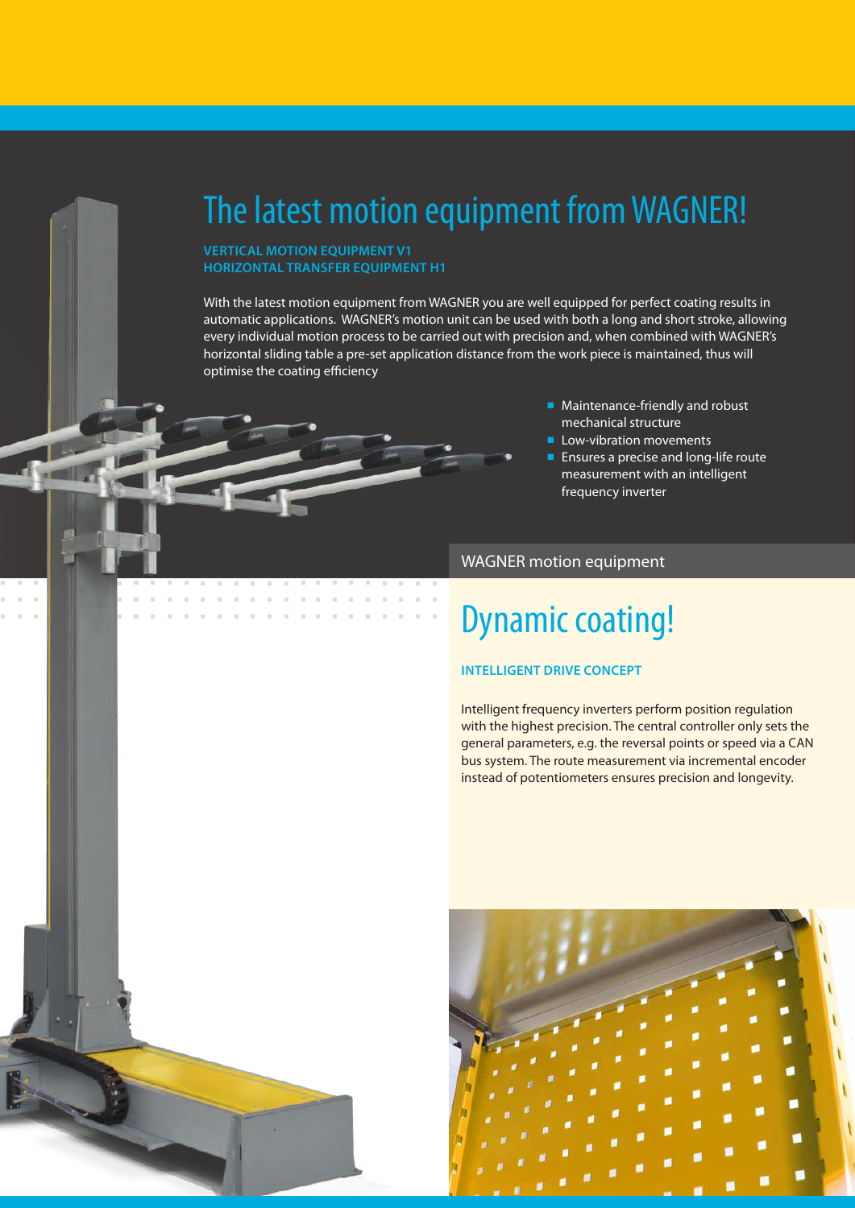# The latest motion equipment from WAGNER!

**VERTICAL MOTION EQUIPMENT V1**
**HORIZONTAL TRANSFER EQUIPMENT H1**

With the latest motion equipment from WAGNER you are well equipped for perfect coating results in automatic applications. WAGNER's motion unit can be used with both a long and short stroke, allowing every individual motion process to be carried out with precision and, when combined with WAGNER's horizontal sliding table a pre-set application distance from the work piece is maintained, thus will optimise the coating efficiency

- Maintenance-friendly and robust mechanical structure
- Low-vibration movements
- Ensures a precise and long-life route measurement with an intelligent frequency inverter

WAGNER motion equipment

# Dynamic coating!

**INTELLIGENT DRIVE CONCEPT**

Intelligent frequency inverters perform position regulation with the highest precision. The central controller only sets the general parameters, e.g. the reversal points or speed via a CAN bus system. The route measurement via incremental encoder instead of potentiometers ensures precision and longevity.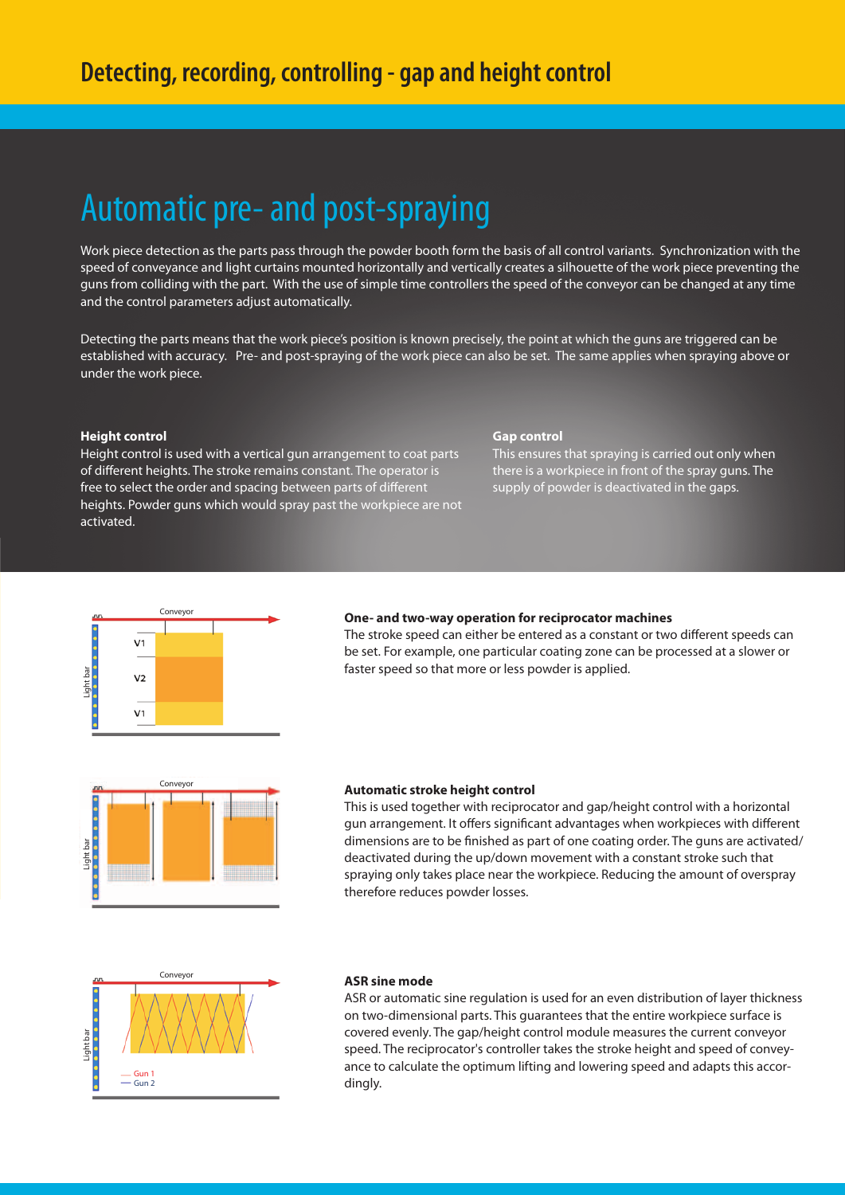# Detecting, recording, controlling - gap and height control

## Automatic pre- and post-spraying

Work piece detection as the parts pass through the powder booth form the basis of all control variants. Synchronization with the speed of conveyance and light curtains mounted horizontally and vertically creates a silhouette of the work piece preventing the guns from colliding with the part. With the use of simple time controllers the speed of the conveyor can be changed at any time and the control parameters adjust automatically.

Detecting the parts means that the work piece's position is known precisely, the point at which the guns are triggered can be established with accuracy. Pre- and post-spraying of the work piece can also be set. The same applies when spraying above or under the work piece.

**Height control**
Height control is used with a vertical gun arrangement to coat parts of different heights. The stroke remains constant. The operator is free to select the order and spacing between parts of different heights. Powder guns which would spray past the workpiece are not activated.

**Gap control**
This ensures that spraying is carried out only when there is a workpiece in front of the spray guns. The supply of powder is deactivated in the gaps.

**One- and two-way operation for reciprocator machines**
The stroke speed can either be entered as a constant or two different speeds can be set. For example, one particular coating zone can be processed at a slower or faster speed so that more or less powder is applied.

**Automatic stroke height control**
This is used together with reciprocator and gap/height control with a horizontal gun arrangement. It offers significant advantages when workpieces with different dimensions are to be finished as part of one coating order. The guns are activated/deactivated during the up/down movement with a constant stroke such that spraying only takes place near the workpiece. Reducing the amount of overspray therefore reduces powder losses.

**ASR sine mode**
ASR or automatic sine regulation is used for an even distribution of layer thickness on two-dimensional parts. This guarantees that the entire workpiece surface is covered evenly. The gap/height control module measures the current conveyor speed. The reciprocator's controller takes the stroke height and speed of conveyance to calculate the optimum lifting and lowering speed and adapts this accordingly.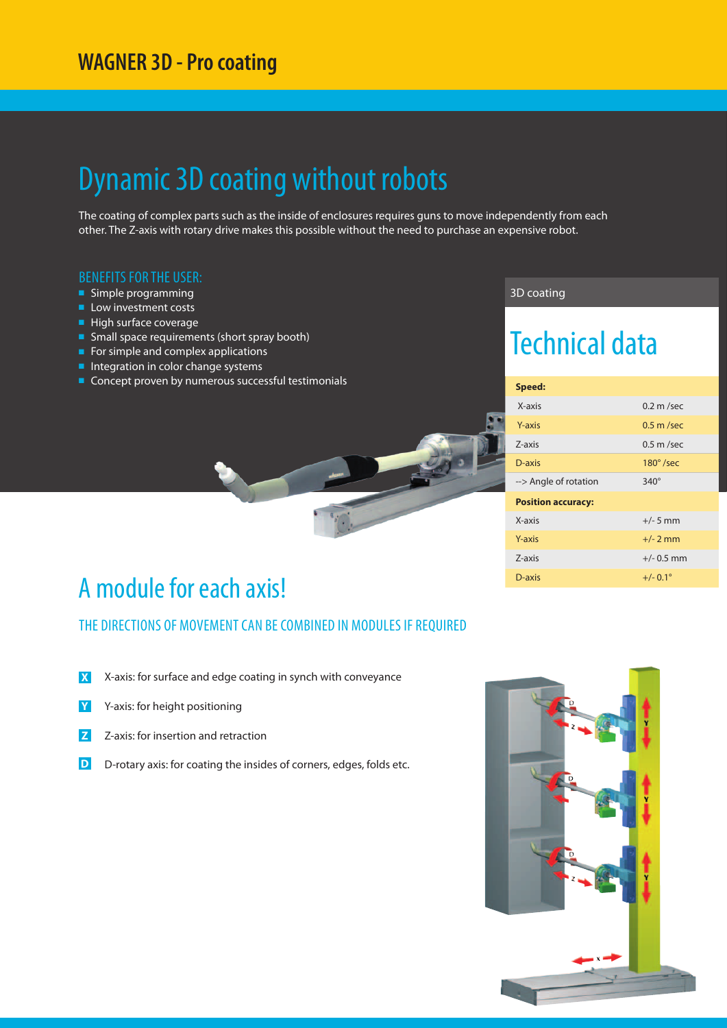# WAGNER 3D - Pro coating

## Dynamic 3D coating without robots

The coating of complex parts such as the inside of enclosures requires guns to move independently from each other. The Z-axis with rotary drive makes this possible without the need to purchase an expensive robot.

### BENEFITS FOR THE USER:

- Simple programming
- Low investment costs
- High surface coverage
- Small space requirements (short spray booth)
- For simple and complex applications
- Integration in color change systems
- Concept proven by numerous successful testimonials

3D coating

## Technical data

| **Speed:** | |
|---|---|
| X-axis | 0.2 m /sec |
| Y-axis | 0.5 m /sec |
| Z-axis | 0.5 m /sec |
| D-axis | 180° /sec |
| --> Angle of rotation | 340° |
| **Position accuracy:** | |
| X-axis | +/- 5 mm |
| Y-axis | +/- 2 mm |
| Z-axis | +/- 0.5 mm |
| D-axis | +/- 0.1° |

## A module for each axis!

### THE DIRECTIONS OF MOVEMENT CAN BE COMBINED IN MODULES IF REQUIRED

- **X** X-axis: for surface and edge coating in synch with conveyance
- **Y** Y-axis: for height positioning
- **Z** Z-axis: for insertion and retraction
- **D** D-rotary axis: for coating the insides of corners, edges, folds etc.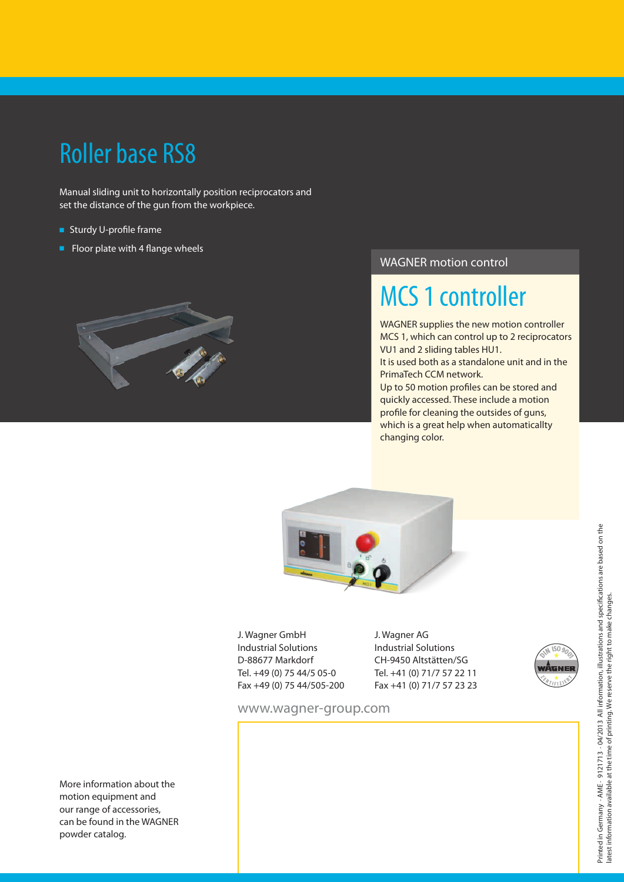# Roller base RS8

Manual sliding unit to horizontally position reciprocators and set the distance of the gun from the workpiece.

- Sturdy U-profile frame
- Floor plate with 4 flange wheels

WAGNER motion control

# MCS 1 controller

WAGNER supplies the new motion controller MCS 1, which can control up to 2 reciprocators VU1 and 2 sliding tables HU1.
It is used both as a standalone unit and in the PrimaTech CCM network.
Up to 50 motion profiles can be stored and quickly accessed. These include a motion profile for cleaning the outsides of guns, which is a great help when automaticallty changing color.

J. Wagner GmbH
Industrial Solutions
D-88677 Markdorf
Tel. +49 (0) 75 44/5 05-0
Fax +49 (0) 75 44/505-200

J. Wagner AG
Industrial Solutions
CH-9450 Altstätten/SG
Tel. +41 (0) 71/7 57 22 11
Fax +41 (0) 71/7 57 23 23

www.wagner-group.com

More information about the motion equipment and our range of accessories, can be found in the WAGNER powder catalog.

Printed in Germany · AME · 9121713 · 04/2013. All information, illustrations and specifications are based on the latest information available at the time of printing. We reserve the right to make changes.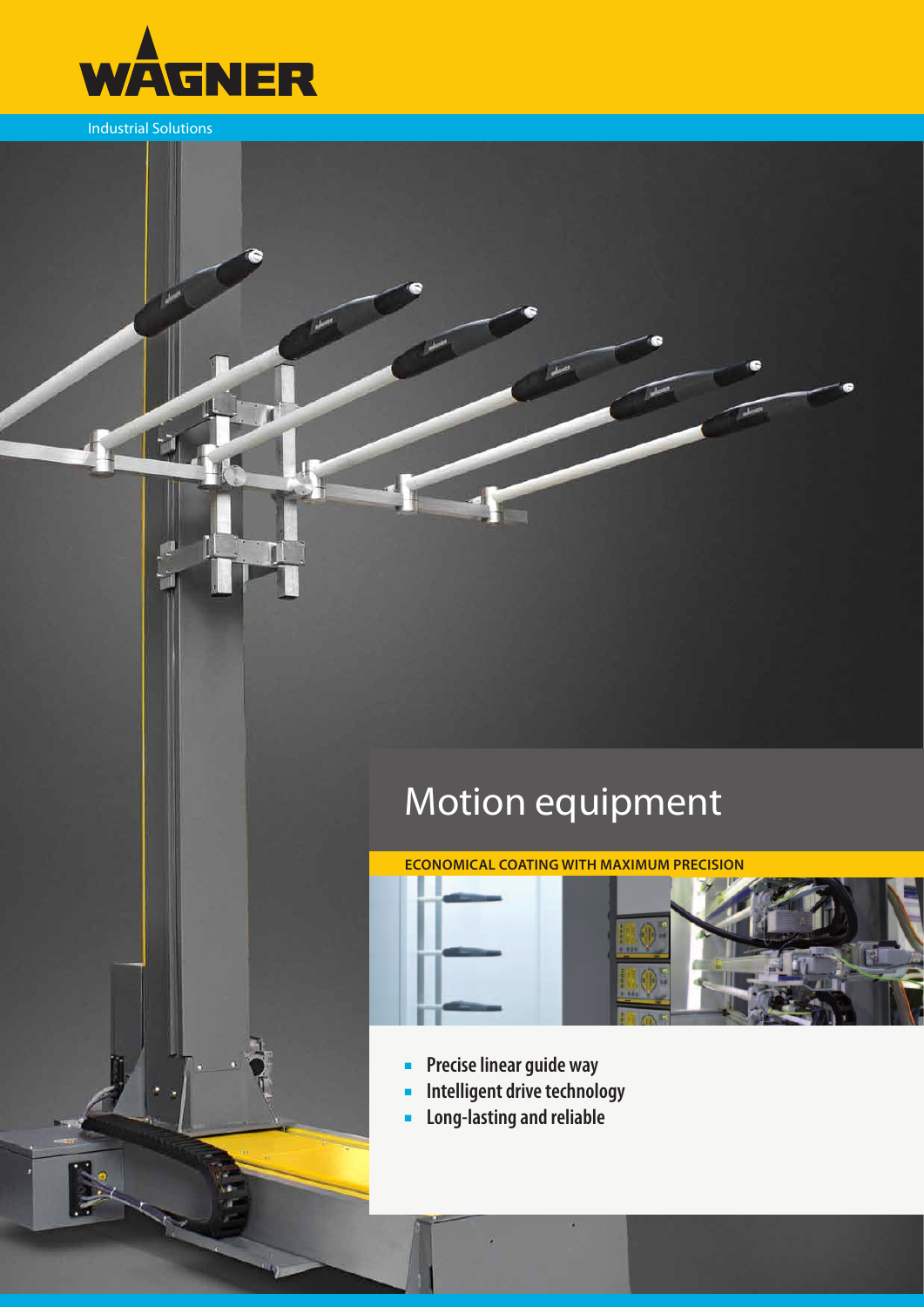WAGNER

Industrial Solutions

# Motion equipment

ECONOMICAL COATING WITH MAXIMUM PRECISION

- Precise linear guide way
- Intelligent drive technology
- Long-lasting and reliable